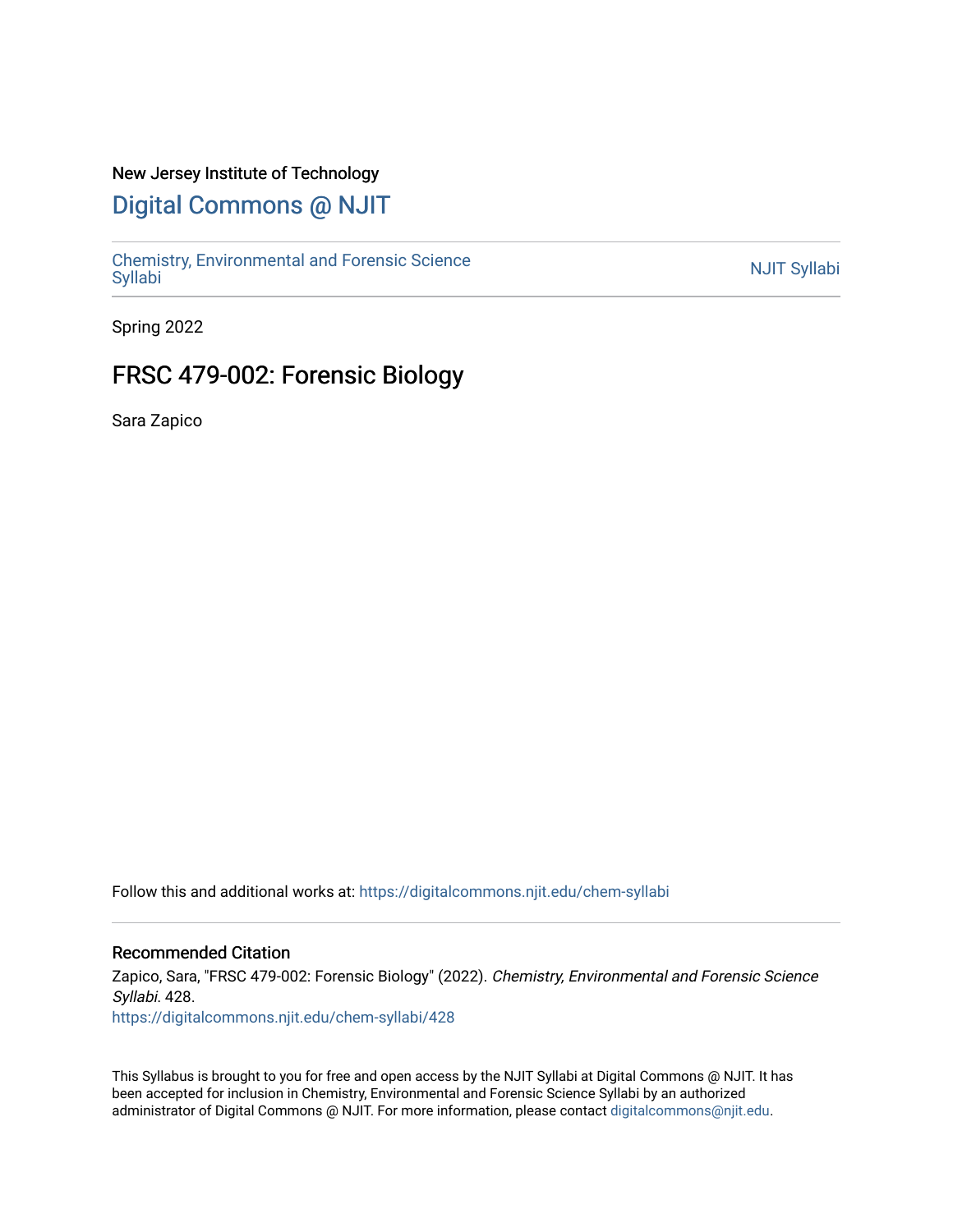New Jersey Institute of Technology

# Digital Commons @ NJIT

Chemistry, Environmental and Forensic Science Syllabi

NJIT Syllabi

Spring 2022

## FRSC 479-002: Forensic Biology

Sara Zapico

Follow this and additional works at: https://digitalcommons.njit.edu/chem-syllabi

### Recommended Citation

Zapico, Sara, "FRSC 479-002: Forensic Biology" (2022). *Chemistry, Environmental and Forensic Science Syllabi*. 428.
https://digitalcommons.njit.edu/chem-syllabi/428

This Syllabus is brought to you for free and open access by the NJIT Syllabi at Digital Commons @ NJIT. It has been accepted for inclusion in Chemistry, Environmental and Forensic Science Syllabi by an authorized administrator of Digital Commons @ NJIT. For more information, please contact digitalcommons@njit.edu.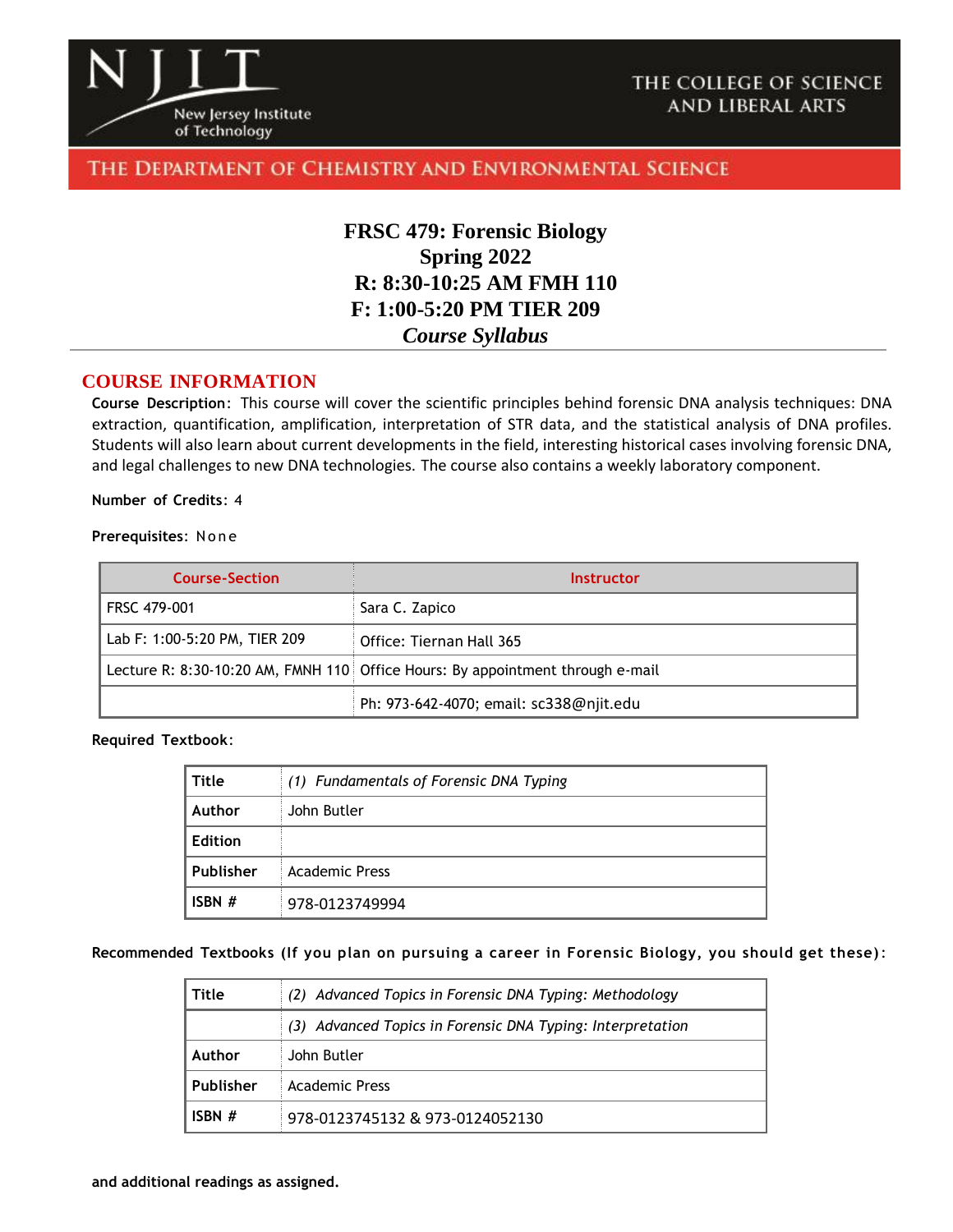NJIT New Jersey Institute of Technology — THE COLLEGE OF SCIENCE AND LIBERAL ARTS

THE DEPARTMENT OF CHEMISTRY AND ENVIRONMENTAL SCIENCE

# FRSC 479: Forensic Biology
## Spring 2022
## R: 8:30-10:25 AM FMH 110
## F: 1:00-5:20 PM TIER 209
## *Course Syllabus*

---

## COURSE INFORMATION

**Course Description**: This course will cover the scientific principles behind forensic DNA analysis techniques: DNA extraction, quantification, amplification, interpretation of STR data, and the statistical analysis of DNA profiles. Students will also learn about current developments in the field, interesting historical cases involving forensic DNA, and legal challenges to new DNA technologies. The course also contains a weekly laboratory component.

**Number of Credits**: 4

**Prerequisites**: None

| Course-Section | Instructor |
|---|---|
| FRSC 479-001 | Sara C. Zapico |
| Lab F: 1:00-5:20 PM, TIER 209 | Office: Tiernan Hall 365 |
| Lecture R: 8:30-10:20 AM, FMNH 110 | Office Hours: By appointment through e-mail |
| | Ph: 973-642-4070; email: sc338@njit.edu |

**Required Textbook**:

| **Title** | *(1) Fundamentals of Forensic DNA Typing* |
|---|---|
| **Author** | John Butler |
| **Edition** | |
| **Publisher** | Academic Press |
| **ISBN #** | 978-0123749994 |

**Recommended Textbooks (If you plan on pursuing a career in Forensic Biology, you should get these)**:

| **Title** | *(2) Advanced Topics in Forensic DNA Typing: Methodology* |
|---|---|
| | *(3) Advanced Topics in Forensic DNA Typing: Interpretation* |
| **Author** | John Butler |
| **Publisher** | Academic Press |
| **ISBN #** | 978-0123745132 & 973-0124052130 |

**and additional readings as assigned.**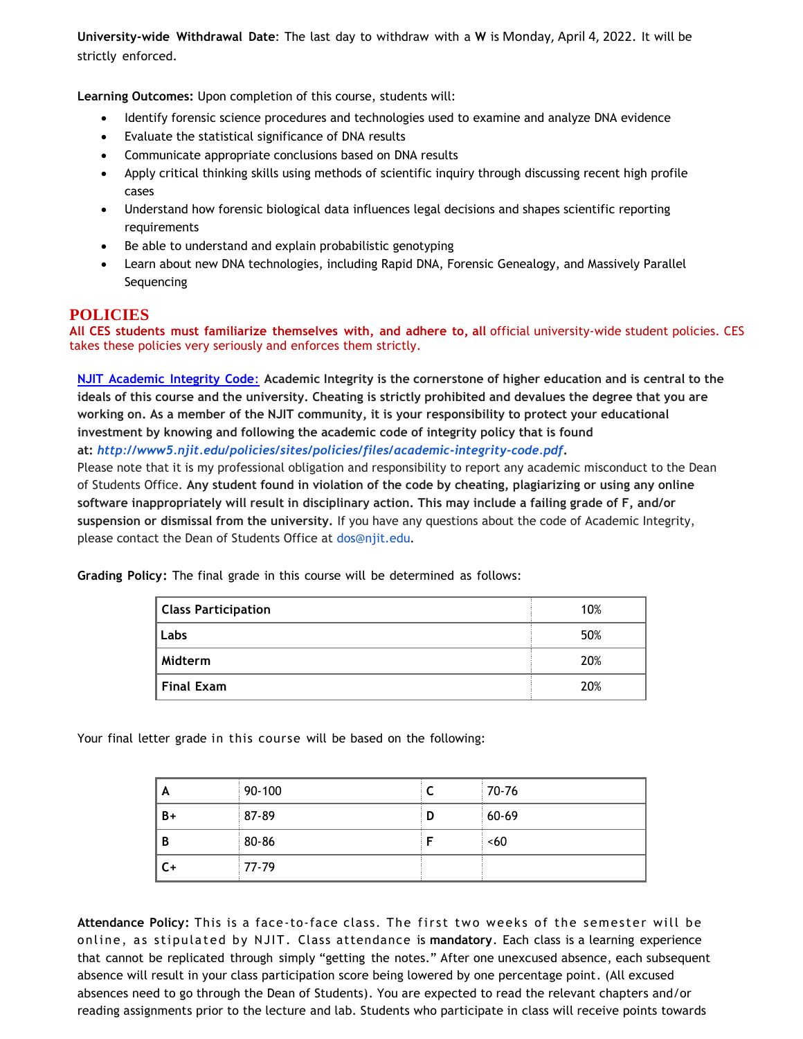**University-wide Withdrawal Date**: The last day to withdraw with a **W** is Monday, April 4, 2022. It will be strictly enforced.

**Learning Outcomes:** Upon completion of this course, students will:

- Identify forensic science procedures and technologies used to examine and analyze DNA evidence
- Evaluate the statistical significance of DNA results
- Communicate appropriate conclusions based on DNA results
- Apply critical thinking skills using methods of scientific inquiry through discussing recent high profile cases
- Understand how forensic biological data influences legal decisions and shapes scientific reporting requirements
- Be able to understand and explain probabilistic genotyping
- Learn about new DNA technologies, including Rapid DNA, Forensic Genealogy, and Massively Parallel Sequencing

# POLICIES

**All CES students must familiarize themselves with, and adhere to, all** official university-wide student policies. CES takes these policies very seriously and enforces them strictly.

NJIT Academic Integrity Code: **Academic Integrity is the cornerstone of higher education and is central to the ideals of this course and the university. Cheating is strictly prohibited and devalues the degree that you are working on. As a member of the NJIT community, it is your responsibility to protect your educational investment by knowing and following the academic code of integrity policy that is found at:** ***http://www5.njit.edu/policies/sites/policies/files/academic-integrity-code.pdf*****.**
Please note that it is my professional obligation and responsibility to report any academic misconduct to the Dean of Students Office. **Any student found in violation of the code by cheating, plagiarizing or using any online software inappropriately will result in disciplinary action. This may include a failing grade of F, and/or suspension or dismissal from the university.** If you have any questions about the code of Academic Integrity, please contact the Dean of Students Office at dos@njit.edu.

**Grading Policy:** The final grade in this course will be determined as follows:

| Component | Weight |
|---|---|
| **Class Participation** | 10% |
| **Labs** | 50% |
| **Midterm** | 20% |
| **Final Exam** | 20% |

Your final letter grade in this course will be based on the following:

| Grade | Range | Grade | Range |
|---|---|---|---|
| **A** | 90-100 | **C** | 70-76 |
| **B+** | 87-89 | **D** | 60-69 |
| **B** | 80-86 | **F** | <60 |
| **C+** | 77-79 | | |

**Attendance Policy:** This is a face-to-face class. The first two weeks of the semester will be online, as stipulated by NJIT. Class attendance is **mandatory**. Each class is a learning experience that cannot be replicated through simply "getting the notes." After one unexcused absence, each subsequent absence will result in your class participation score being lowered by one percentage point. (All excused absences need to go through the Dean of Students). You are expected to read the relevant chapters and/or reading assignments prior to the lecture and lab. Students who participate in class will receive points towards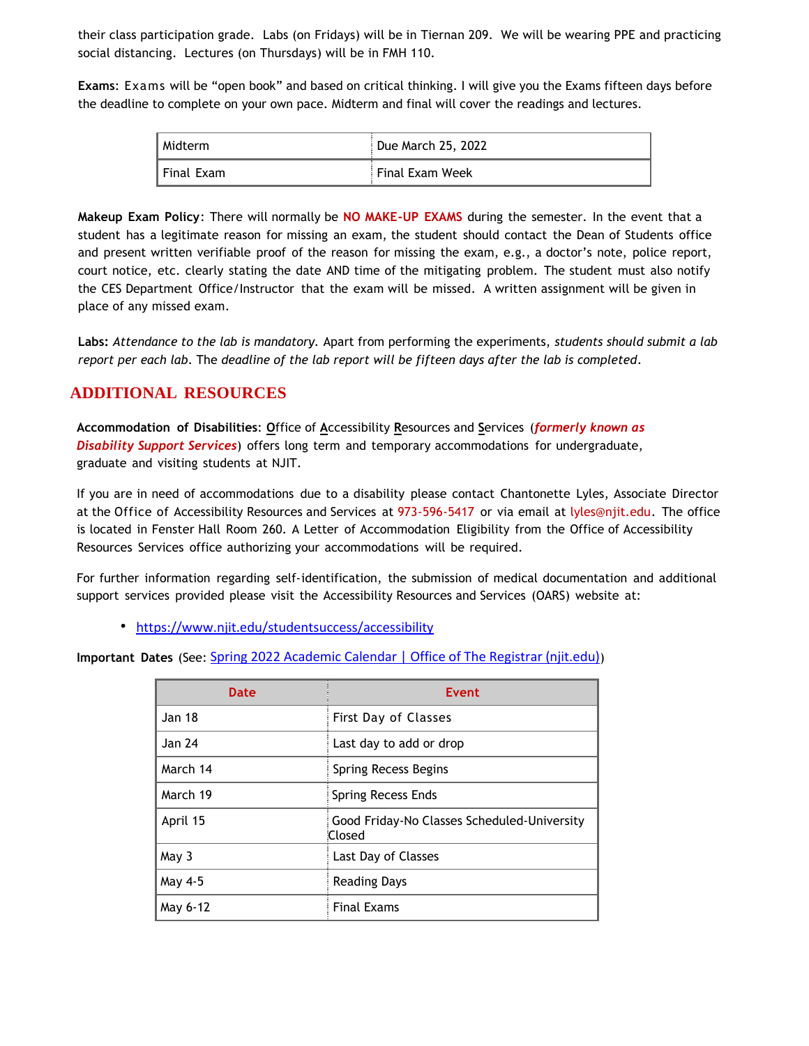their class participation grade. Labs (on Fridays) will be in Tiernan 209. We will be wearing PPE and practicing social distancing. Lectures (on Thursdays) will be in FMH 110.

**Exams**: Exams will be "open book" and based on critical thinking. I will give you the Exams fifteen days before the deadline to complete on your own pace. Midterm and final will cover the readings and lectures.

| Midterm | Due March 25, 2022 |
|---|---|
| Final Exam | Final Exam Week |

**Makeup Exam Policy**: There will normally be **NO MAKE-UP EXAMS** during the semester. In the event that a student has a legitimate reason for missing an exam, the student should contact the Dean of Students office and present written verifiable proof of the reason for missing the exam, e.g., a doctor's note, police report, court notice, etc. clearly stating the date AND time of the mitigating problem. The student must also notify the CES Department Office/Instructor that the exam will be missed. A written assignment will be given in place of any missed exam.

**Labs:** *Attendance to the lab is mandatory*. Apart from performing the experiments, *students should submit a lab report per each lab*. The *deadline of the lab report will be fifteen days after the lab is completed*.

## ADDITIONAL RESOURCES

**Accommodation of Disabilities**: Office of Accessibility Resources and Services (***formerly known as Disability Support Services***) offers long term and temporary accommodations for undergraduate, graduate and visiting students at NJIT.

If you are in need of accommodations due to a disability please contact Chantonette Lyles, Associate Director at the Office of Accessibility Resources and Services at 973-596-5417 or via email at lyles@njit.edu. The office is located in Fenster Hall Room 260. A Letter of Accommodation Eligibility from the Office of Accessibility Resources Services office authorizing your accommodations will be required.

For further information regarding self-identification, the submission of medical documentation and additional support services provided please visit the Accessibility Resources and Services (OARS) website at:

- https://www.njit.edu/studentsuccess/accessibility

**Important Dates** (See: Spring 2022 Academic Calendar | Office of The Registrar (njit.edu))

| Date | Event |
|---|---|
| Jan 18 | First Day of Classes |
| Jan 24 | Last day to add or drop |
| March 14 | Spring Recess Begins |
| March 19 | Spring Recess Ends |
| April 15 | Good Friday-No Classes Scheduled-University Closed |
| May 3 | Last Day of Classes |
| May 4-5 | Reading Days |
| May 6-12 | Final Exams |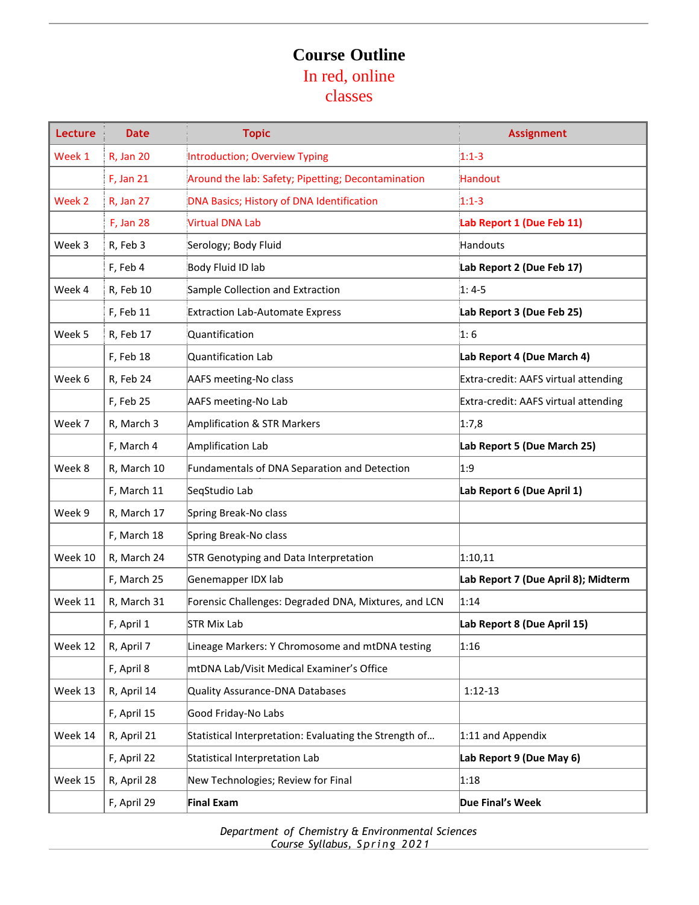# Course Outline

In red, online classes

| Lecture | Date | Topic | Assignment |
|---|---|---|---|
| Week 1 | R, Jan 20 | Introduction; Overview Typing | 1:1-3 |
| | F, Jan 21 | Around the lab: Safety; Pipetting; Decontamination | Handout |
| Week 2 | R, Jan 27 | DNA Basics; History of DNA Identification | 1:1-3 |
| | F, Jan 28 | Virtual DNA Lab | **Lab Report 1 (Due Feb 11)** |
| Week 3 | R, Feb 3 | Serology; Body Fluid | Handouts |
| | F, Feb 4 | Body Fluid ID lab | **Lab Report 2 (Due Feb 17)** |
| Week 4 | R, Feb 10 | Sample Collection and Extraction | 1: 4-5 |
| | F, Feb 11 | Extraction Lab-Automate Express | **Lab Report 3 (Due Feb 25)** |
| Week 5 | R, Feb 17 | Quantification | 1: 6 |
| | F, Feb 18 | Quantification Lab | **Lab Report 4 (Due March 4)** |
| Week 6 | R, Feb 24 | AAFS meeting-No class | Extra-credit: AAFS virtual attending |
| | F, Feb 25 | AAFS meeting-No Lab | Extra-credit: AAFS virtual attending |
| Week 7 | R, March 3 | Amplification & STR Markers | 1:7,8 |
| | F, March 4 | Amplification Lab | **Lab Report 5 (Due March 25)** |
| Week 8 | R, March 10 | Fundamentals of DNA Separation and Detection | 1:9 |
| | F, March 11 | SeqStudio Lab | **Lab Report 6 (Due April 1)** |
| Week 9 | R, March 17 | Spring Break-No class | |
| | F, March 18 | Spring Break-No class | |
| Week 10 | R, March 24 | STR Genotyping and Data Interpretation | 1:10,11 |
| | F, March 25 | Genemapper IDX lab | **Lab Report 7 (Due April 8); Midterm** |
| Week 11 | R, March 31 | Forensic Challenges: Degraded DNA, Mixtures, and LCN | 1:14 |
| | F, April 1 | STR Mix Lab | **Lab Report 8 (Due April 15)** |
| Week 12 | R, April 7 | Lineage Markers: Y Chromosome and mtDNA testing | 1:16 |
| | F, April 8 | mtDNA Lab/Visit Medical Examiner's Office | |
| Week 13 | R, April 14 | Quality Assurance-DNA Databases | 1:12-13 |
| | F, April 15 | Good Friday-No Labs | |
| Week 14 | R, April 21 | Statistical Interpretation: Evaluating the Strength of… | 1:11 and Appendix |
| | F, April 22 | Statistical Interpretation Lab | **Lab Report 9 (Due May 6)** |
| Week 15 | R, April 28 | New Technologies; Review for Final | 1:18 |
| | F, April 29 | **Final Exam** | **Due Final's Week** |